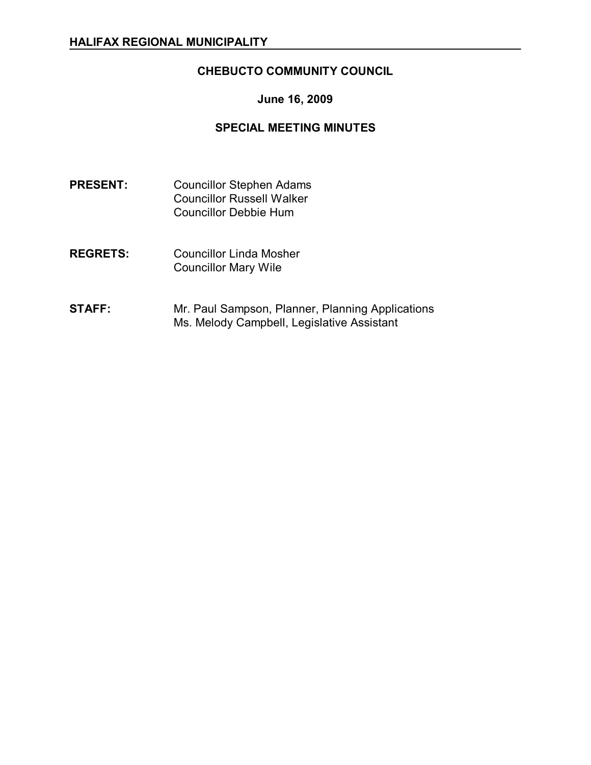**HALIFAX REGIONAL MUNICIPALITY**

# CHEBUCTO COMMUNITY COUNCIL

## June 16, 2009

## SPECIAL MEETING MINUTES

**PRESENT:** Councillor Stephen Adams
Councillor Russell Walker
Councillor Debbie Hum

**REGRETS:** Councillor Linda Mosher
Councillor Mary Wile

**STAFF:** Mr. Paul Sampson, Planner, Planning Applications
Ms. Melody Campbell, Legislative Assistant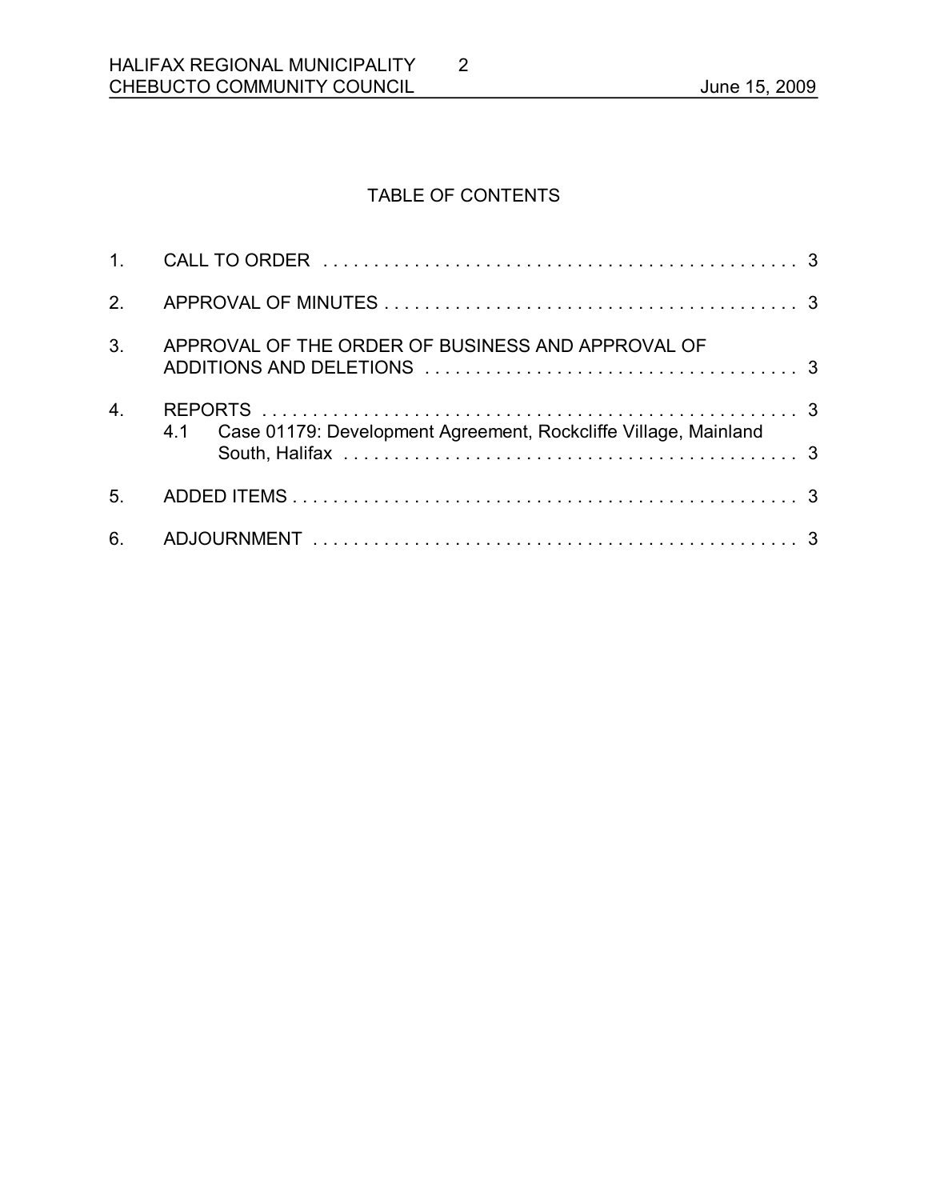## TABLE OF CONTENTS

1. CALL TO ORDER . . . . . . . . . . . . . . . . . . . . . . . . . . . . . . . . . . . . . . . . . . . . . . 3
2. APPROVAL OF MINUTES . . . . . . . . . . . . . . . . . . . . . . . . . . . . . . . . . . . . . . . . . 3
3. APPROVAL OF THE ORDER OF BUSINESS AND APPROVAL OF ADDITIONS AND DELETIONS . . . . . . . . . . . . . . . . . . . . . . . . . . . . . . . . . . . . 3
4. REPORTS . . . . . . . . . . . . . . . . . . . . . . . . . . . . . . . . . . . . . . . . . . . . . . . . . . . . 3
   4.1 Case 01179: Development Agreement, Rockcliffe Village, Mainland South, Halifax . . . . . . . . . . . . . . . . . . . . . . . . . . . . . . . . . . . . . . . . . . . 3
5. ADDED ITEMS . . . . . . . . . . . . . . . . . . . . . . . . . . . . . . . . . . . . . . . . . . . . . . . . . 3
6. ADJOURNMENT . . . . . . . . . . . . . . . . . . . . . . . . . . . . . . . . . . . . . . . . . . . . . . . 3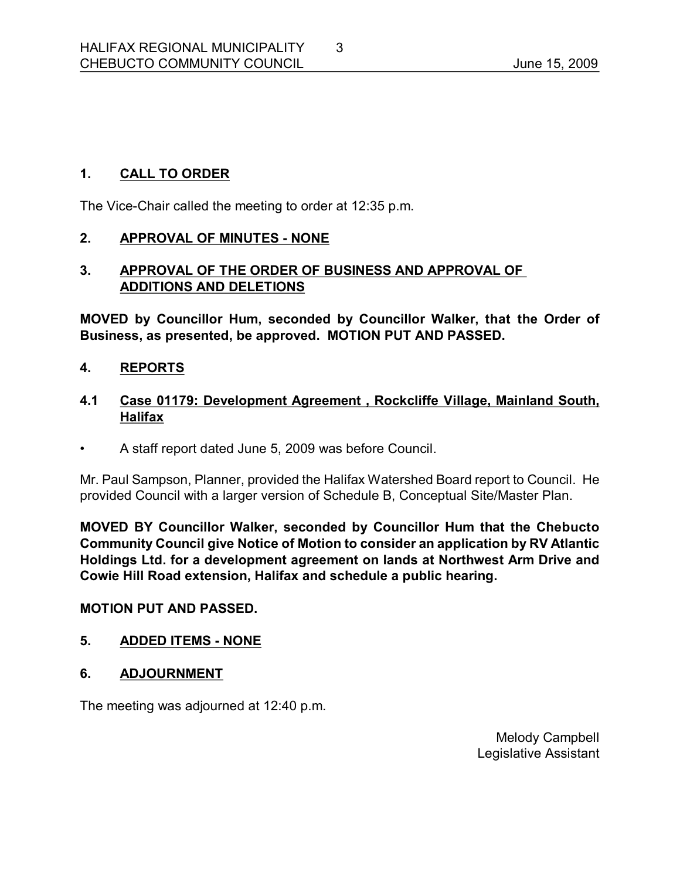## 1. CALL TO ORDER

The Vice-Chair called the meeting to order at 12:35 p.m.

## 2. APPROVAL OF MINUTES - NONE

## 3. APPROVAL OF THE ORDER OF BUSINESS AND APPROVAL OF ADDITIONS AND DELETIONS

**MOVED by Councillor Hum, seconded by Councillor Walker, that the Order of Business, as presented, be approved. MOTION PUT AND PASSED.**

## 4. REPORTS

### 4.1 Case 01179: Development Agreement , Rockcliffe Village, Mainland South, Halifax

- A staff report dated June 5, 2009 was before Council.

Mr. Paul Sampson, Planner, provided the Halifax Watershed Board report to Council. He provided Council with a larger version of Schedule B, Conceptual Site/Master Plan.

**MOVED BY Councillor Walker, seconded by Councillor Hum that the Chebucto Community Council give Notice of Motion to consider an application by RV Atlantic Holdings Ltd. for a development agreement on lands at Northwest Arm Drive and Cowie Hill Road extension, Halifax and schedule a public hearing.**

**MOTION PUT AND PASSED.**

## 5. ADDED ITEMS - NONE

## 6. ADJOURNMENT

The meeting was adjourned at 12:40 p.m.

Melody Campbell
Legislative Assistant